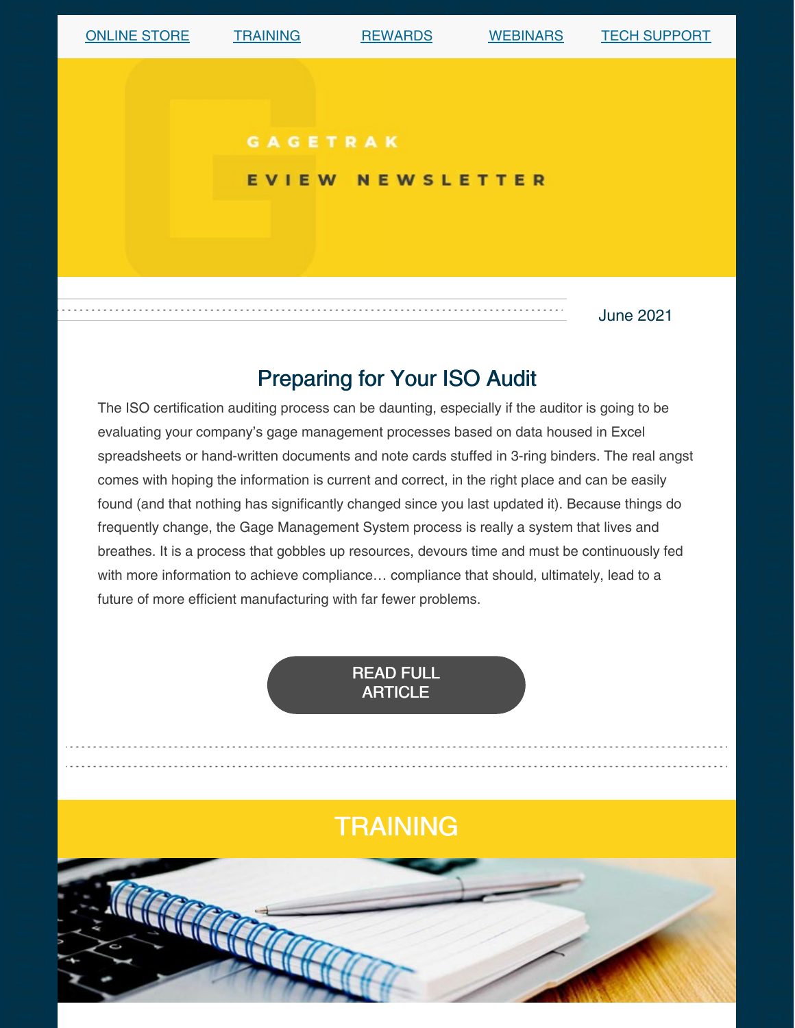ONLINE STORE | TRAINING | REWARDS | WEBINARS | TECH SUPPORT

GAGETRAK

EVIEW NEWSLETTER

June 2021

## Preparing for Your ISO Audit

The ISO certification auditing process can be daunting, especially if the auditor is going to be evaluating your company's gage management processes based on data housed in Excel spreadsheets or hand-written documents and note cards stuffed in 3-ring binders. The real angst comes with hoping the information is current and correct, in the right place and can be easily found (and that nothing has significantly changed since you last updated it). Because things do frequently change, the Gage Management System process is really a system that lives and breathes. It is a process that gobbles up resources, devours time and must be continuously fed with more information to achieve compliance… compliance that should, ultimately, lead to a future of more efficient manufacturing with far fewer problems.

READ FULL ARTICLE

## TRAINING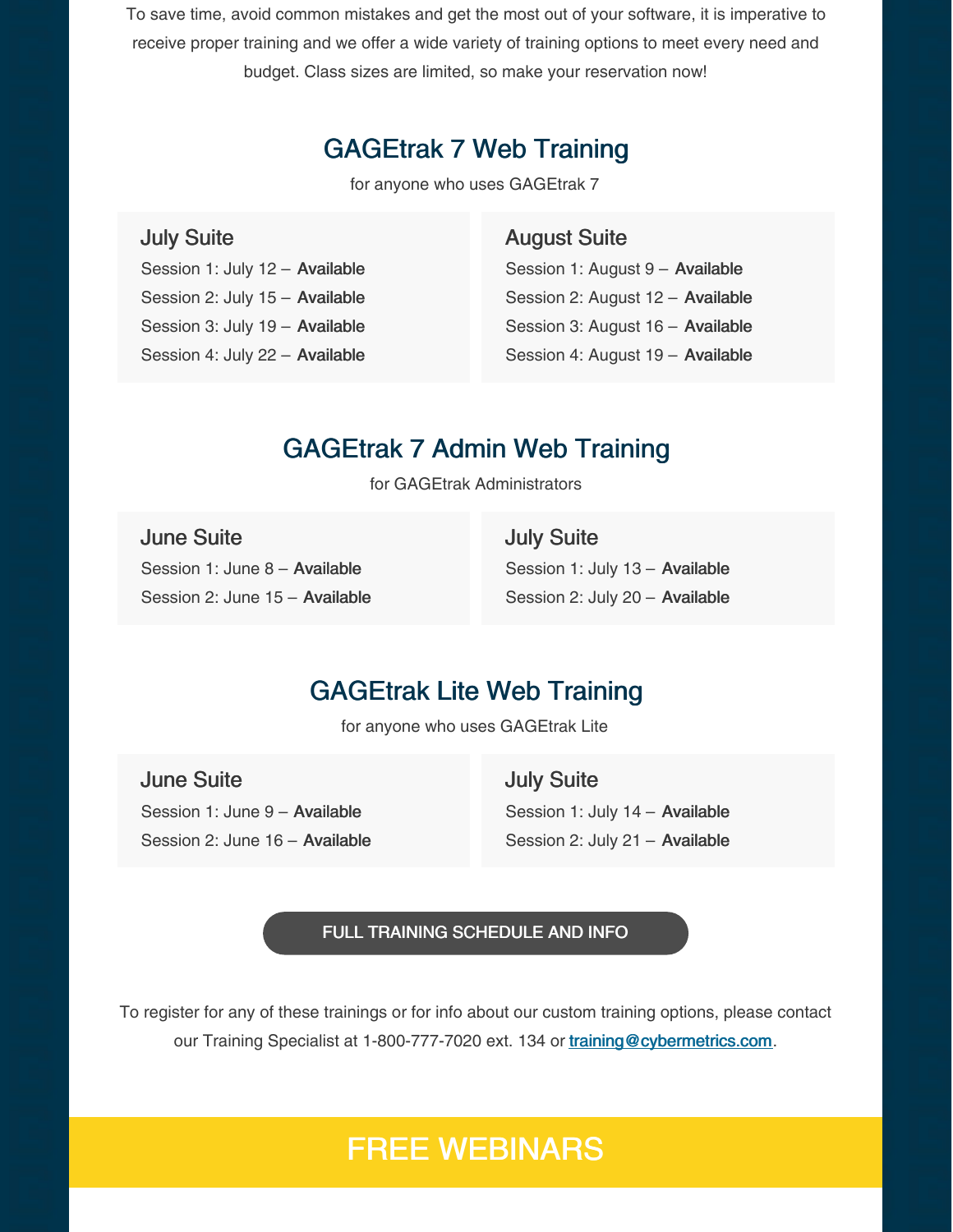To save time, avoid common mistakes and get the most out of your software, it is imperative to receive proper training and we offer a wide variety of training options to meet every need and budget. Class sizes are limited, so make your reservation now!

## GAGEtrak 7 Web Training

for anyone who uses GAGEtrak 7

### July Suite

Session 1: July 12 – **Available**

Session 2: July 15 – **Available**

Session 3: July 19 – **Available**

Session 4: July 22 – **Available**

### August Suite

Session 1: August 9 – **Available**

Session 2: August 12 – **Available**

Session 3: August 16 – **Available**

Session 4: August 19 – **Available**

## GAGEtrak 7 Admin Web Training

for GAGEtrak Administrators

### June Suite

Session 1: June 8 – **Available**

Session 2: June 15 – **Available**

### July Suite

Session 1: July 13 – **Available**

Session 2: July 20 – **Available**

## GAGEtrak Lite Web Training

for anyone who uses GAGEtrak Lite

### June Suite

Session 1: June 9 – **Available**

Session 2: June 16 – **Available**

### July Suite

Session 1: July 14 – **Available**

Session 2: July 21 – **Available**

FULL TRAINING SCHEDULE AND INFO

To register for any of these trainings or for info about our custom training options, please contact our Training Specialist at 1-800-777-7020 ext. 134 or training@cybermetrics.com.

## FREE WEBINARS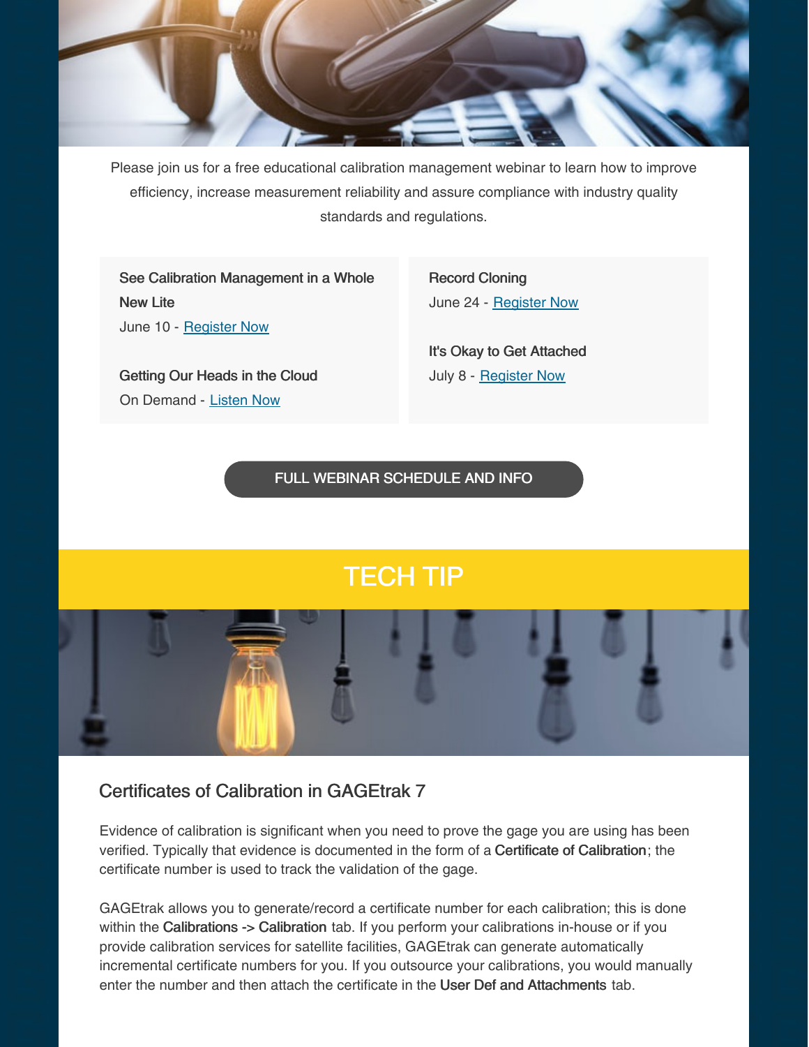Please join us for a free educational calibration management webinar to learn how to improve efficiency, increase measurement reliability and assure compliance with industry quality standards and regulations.

**See Calibration Management in a Whole New Lite**
June 10 - Register Now

**Getting Our Heads in the Cloud**
On Demand - Listen Now

**Record Cloning**
June 24 - Register Now

**It's Okay to Get Attached**
July 8 - Register Now

FULL WEBINAR SCHEDULE AND INFO

## TECH TIP

### Certificates of Calibration in GAGEtrak 7

Evidence of calibration is significant when you need to prove the gage you are using has been verified. Typically that evidence is documented in the form of a **Certificate of Calibration**; the certificate number is used to track the validation of the gage.

GAGEtrak allows you to generate/record a certificate number for each calibration; this is done within the **Calibrations -> Calibration** tab. If you perform your calibrations in-house or if you provide calibration services for satellite facilities, GAGEtrak can generate automatically incremental certificate numbers for you. If you outsource your calibrations, you would manually enter the number and then attach the certificate in the **User Def and Attachments** tab.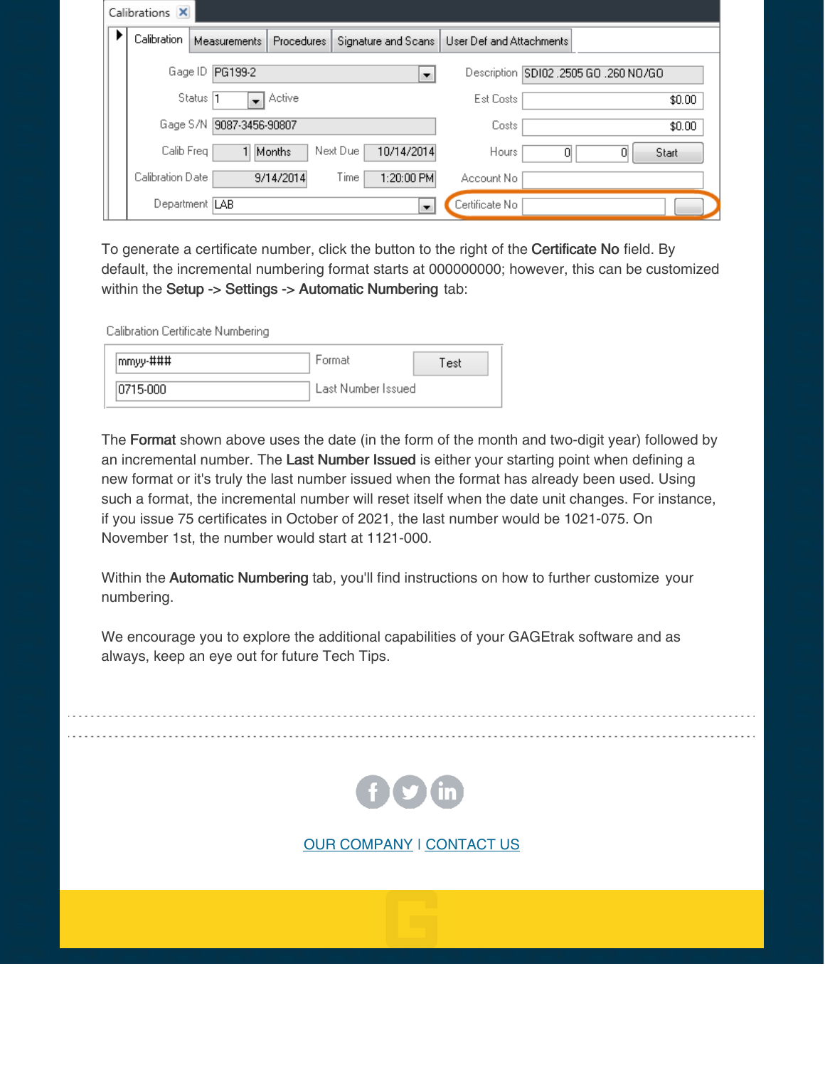To generate a certificate number, click the button to the right of the **Certificate No** field. By default, the incremental numbering format starts at 000000000; however, this can be customized within the **Setup -> Settings -> Automatic Numbering** tab:

The **Format** shown above uses the date (in the form of the month and two-digit year) followed by an incremental number. The **Last Number Issued** is either your starting point when defining a new format or it's truly the last number issued when the format has already been used. Using such a format, the incremental number will reset itself when the date unit changes. For instance, if you issue 75 certificates in October of 2021, the last number would be 1021-075. On November 1st, the number would start at 1121-000.

Within the **Automatic Numbering** tab, you'll find instructions on how to further customize your numbering.

We encourage you to explore the additional capabilities of your GAGEtrak software and as always, keep an eye out for future Tech Tips.

OUR COMPANY | CONTACT US